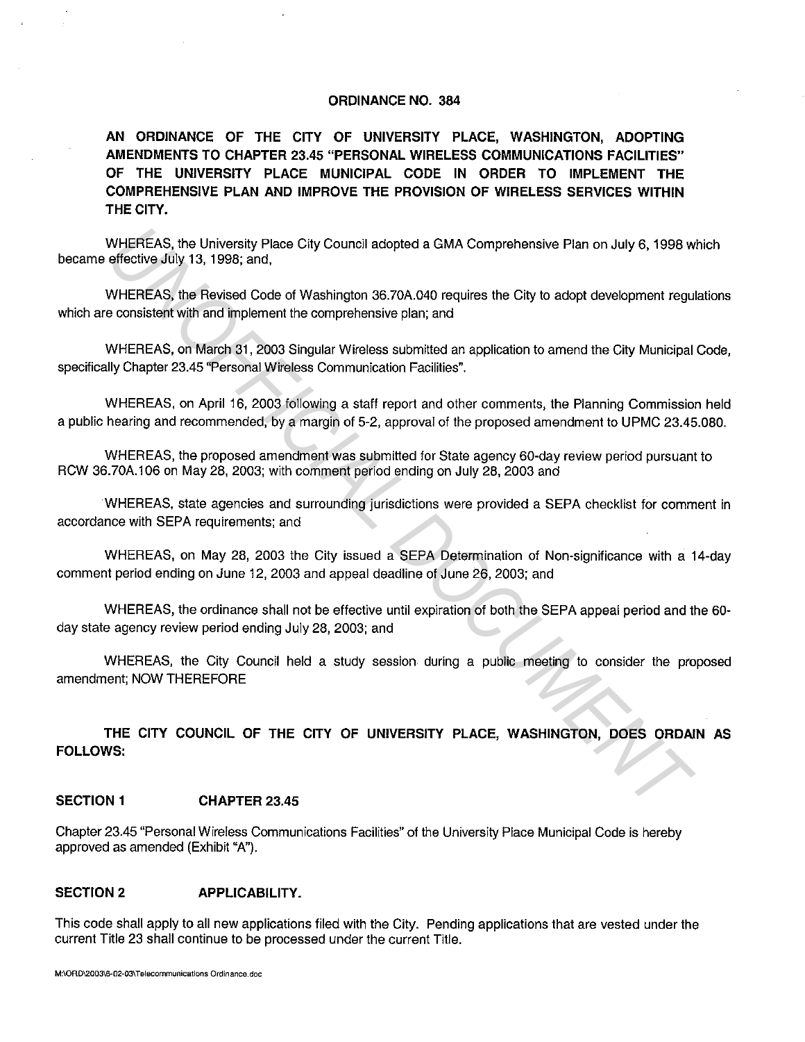# ORDINANCE NO. 384

**AN ORDINANCE OF THE CITY OF UNIVERSITY PLACE, WASHINGTON, ADOPTING AMENDMENTS TO CHAPTER 23.45 "PERSONAL WIRELESS COMMUNICATIONS FACILITIES" OF THE UNIVERSITY PLACE MUNICIPAL CODE IN ORDER TO IMPLEMENT THE COMPREHENSIVE PLAN AND IMPROVE THE PROVISION OF WIRELESS SERVICES WITHIN THE CITY.**

WHEREAS, the University Place City Council adopted a GMA Comprehensive Plan on July 6, 1998 which became effective July 13, 1998; and,

WHEREAS, the Revised Code of Washington 36.70A.040 requires the City to adopt development regulations which are consistent with and implement the comprehensive plan; and

WHEREAS, on March 31, 2003 Singular Wireless submitted an application to amend the City Municipal Code, specifically Chapter 23.45 "Personal Wireless Communication Facilities".

WHEREAS, on April 16, 2003 following a staff report and other comments, the Planning Commission held a public hearing and recommended, by a margin of 5-2, approval of the proposed amendment to UPMC 23.45.080.

WHEREAS, the proposed amendment was submitted for State agency 60-day review period pursuant to RCW 36.70A.106 on May 28, 2003; with comment period ending on July 28, 2003 and

WHEREAS, state agencies and surrounding jurisdictions were provided a SEPA checklist for comment in accordance with SEPA requirements; and

WHEREAS, on May 28, 2003 the City issued a SEPA Determination of Non-significance with a 14-day comment period ending on June 12, 2003 and appeal deadline of June 26, 2003; and

WHEREAS, the ordinance shall not be effective until expiration of both the SEPA appeal period and the 60-day state agency review period ending July 28, 2003; and

WHEREAS, the City Council held a study session during a public meeting to consider the proposed amendment; NOW THEREFORE

**THE CITY COUNCIL OF THE CITY OF UNIVERSITY PLACE, WASHINGTON, DOES ORDAIN AS FOLLOWS:**

**SECTION 1 CHAPTER 23.45**

Chapter 23.45 "Personal Wireless Communications Facilities" of the University Place Municipal Code is hereby approved as amended (Exhibit "A").

**SECTION 2 APPLICABILITY.**

This code shall apply to all new applications filed with the City. Pending applications that are vested under the current Title 23 shall continue to be processed under the current Title.

M:\ORD\2003\6-02-03\Telecommunications Ordinance.doc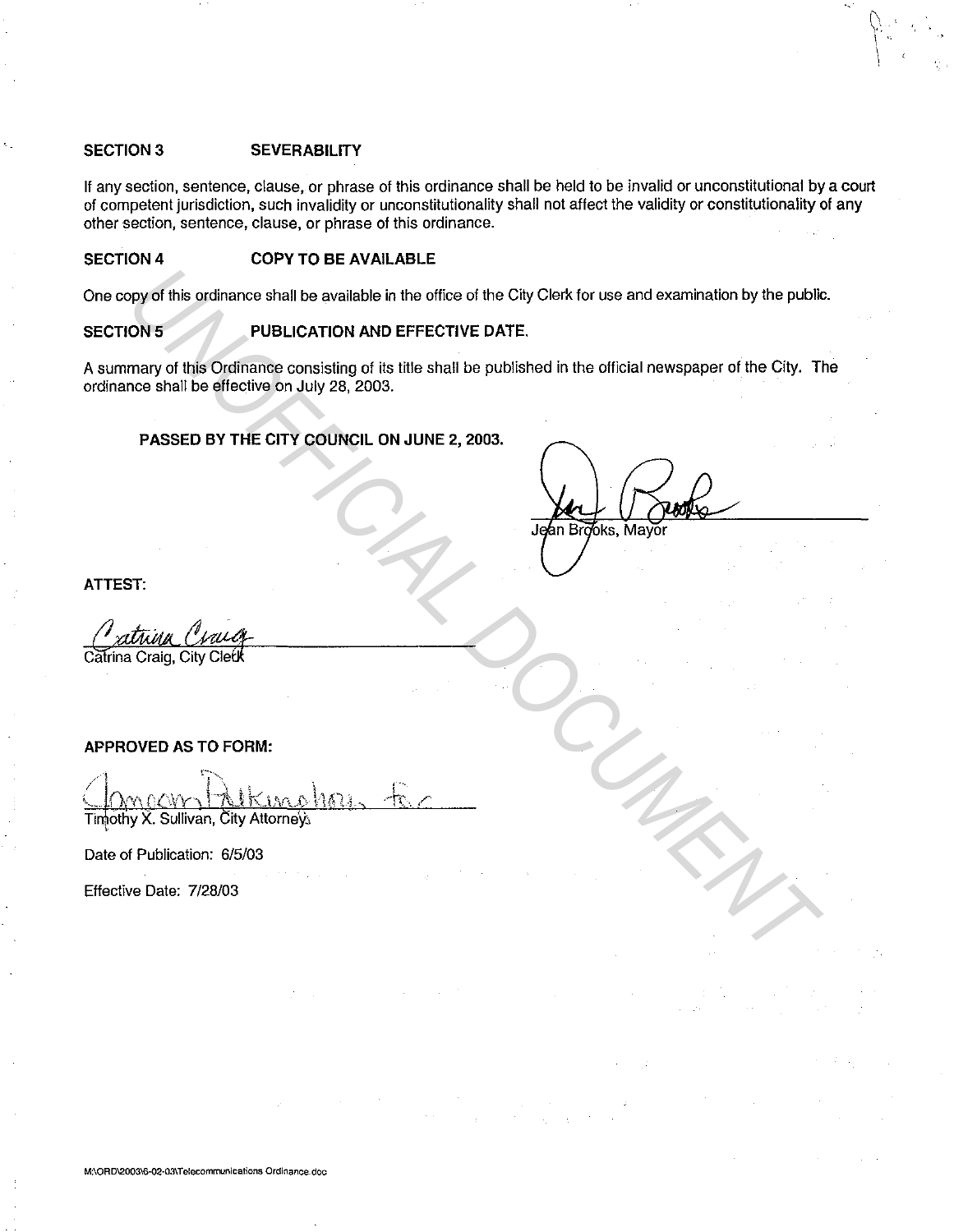## SECTION 3 SEVERABILITY

If any section, sentence, clause, or phrase of this ordinance shall be held to be invalid or unconstitutional by a court of competent jurisdiction, such invalidity or unconstitutionality shall not affect the validity or constitutionality of any other section, sentence, clause, or phrase of this ordinance.

## SECTION 4 COPY TO BE AVAILABLE

One copy of this ordinance shall be available in the office of the City Clerk for use and examination by the public.

## SECTION 5 PUBLICATION AND EFFECTIVE DATE.

A summary of this Ordinance consisting of its title shall be published in the official newspaper of the City. The ordinance shall be effective on July 28, 2003.

**PASSED BY THE CITY COUNCIL ON JUNE 2, 2003.**

Jean Brooks, Mayor

**ATTEST:**

Catrina Craig, City Clerk

**APPROVED AS TO FORM:**

Timothy X. Sullivan, City Attorney

Date of Publication: 6/5/03

Effective Date: 7/28/03

M:\ORD\2003\6-02-03\Telecommunications Ordinance.doc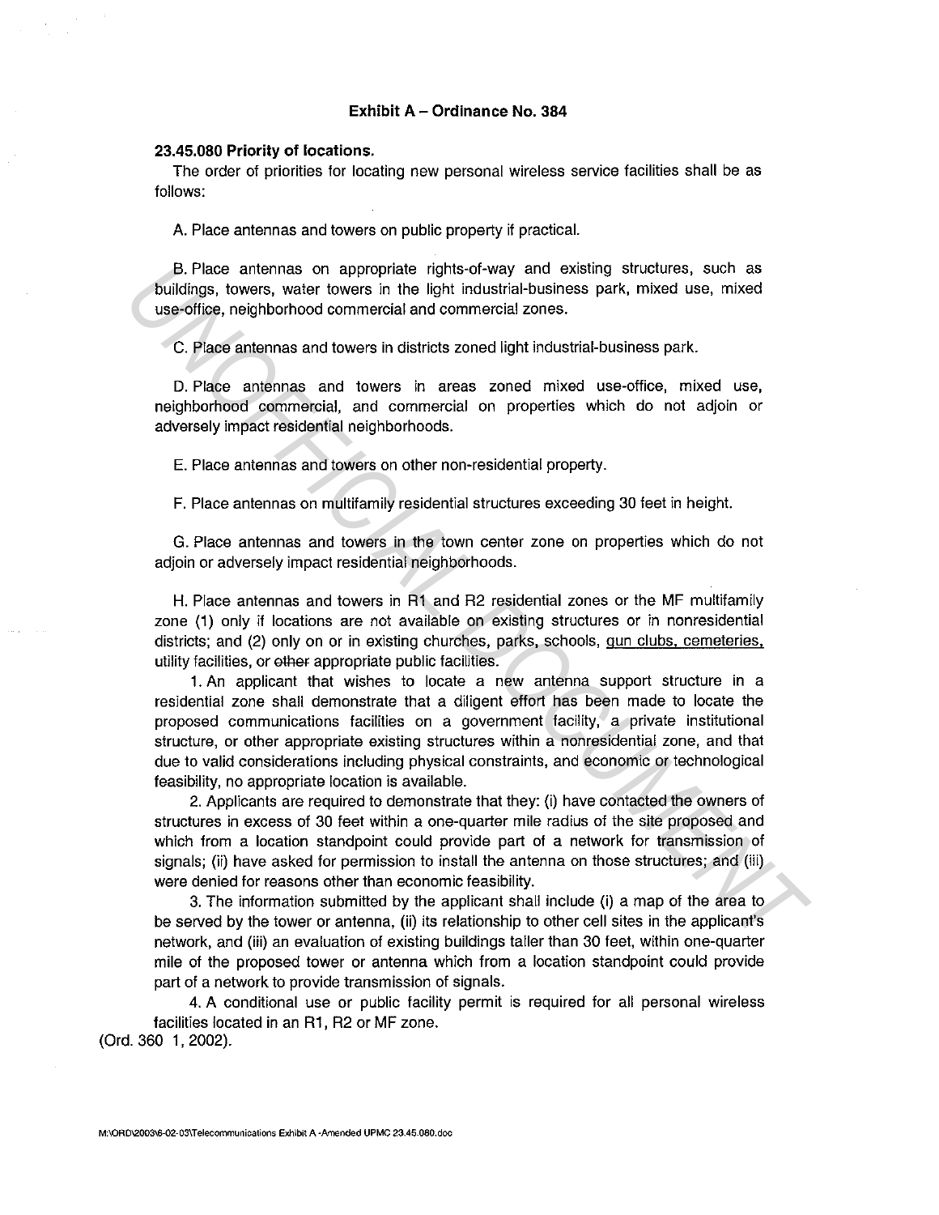**Exhibit A – Ordinance No. 384**

**23.45.080 Priority of locations.**

The order of priorities for locating new personal wireless service facilities shall be as follows:

A. Place antennas and towers on public property if practical.

B. Place antennas on appropriate rights-of-way and existing structures, such as buildings, towers, water towers in the light industrial-business park, mixed use, mixed use-office, neighborhood commercial and commercial zones.

C. Place antennas and towers in districts zoned light industrial-business park.

D. Place antennas and towers in areas zoned mixed use-office, mixed use, neighborhood commercial, and commercial on properties which do not adjoin or adversely impact residential neighborhoods.

E. Place antennas and towers on other non-residential property.

F. Place antennas on multifamily residential structures exceeding 30 feet in height.

G. Place antennas and towers in the town center zone on properties which do not adjoin or adversely impact residential neighborhoods.

H. Place antennas and towers in R1 and R2 residential zones or the MF multifamily zone (1) only if locations are not available on existing structures or in nonresidential districts; and (2) only on or in existing churches, parks, schools, gun clubs, cemeteries, utility facilities, or ~~other~~ appropriate public facilities.

1. An applicant that wishes to locate a new antenna support structure in a residential zone shall demonstrate that a diligent effort has been made to locate the proposed communications facilities on a government facility, a private institutional structure, or other appropriate existing structures within a nonresidential zone, and that due to valid considerations including physical constraints, and economic or technological feasibility, no appropriate location is available.

2. Applicants are required to demonstrate that they: (i) have contacted the owners of structures in excess of 30 feet within a one-quarter mile radius of the site proposed and which from a location standpoint could provide part of a network for transmission of signals; (ii) have asked for permission to install the antenna on those structures; and (iii) were denied for reasons other than economic feasibility.

3. The information submitted by the applicant shall include (i) a map of the area to be served by the tower or antenna, (ii) its relationship to other cell sites in the applicant's network, and (iii) an evaluation of existing buildings taller than 30 feet, within one-quarter mile of the proposed tower or antenna which from a location standpoint could provide part of a network to provide transmission of signals.

4. A conditional use or public facility permit is required for all personal wireless facilities located in an R1, R2 or MF zone.

(Ord. 360 1, 2002).

M:\ORD\2003\6-02-03\Telecommunications Exhibit A -Amended UPMC 23.45.080.doc